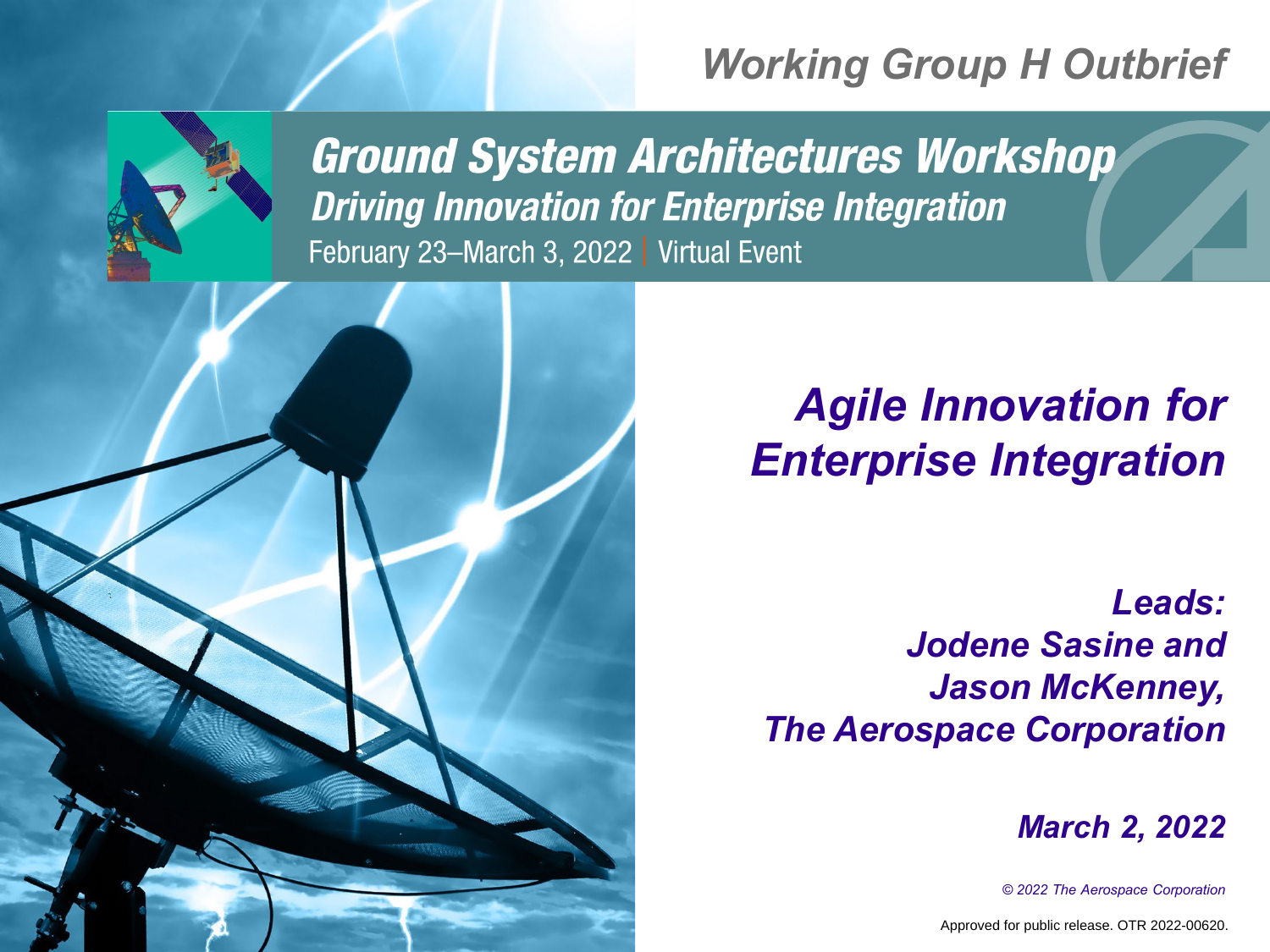*Working Group H Outbrief*

# Ground System Architectures Workshop

## *Driving Innovation for Enterprise Integration*

February 23–March 3, 2022 | Virtual Event

# *Agile Innovation for Enterprise Integration*

***Leads:***
***Jodene Sasine and***
***Jason McKenney,***
***The Aerospace Corporation***

***March 2, 2022***

*© 2022 The Aerospace Corporation*

Approved for public release. OTR 2022-00620.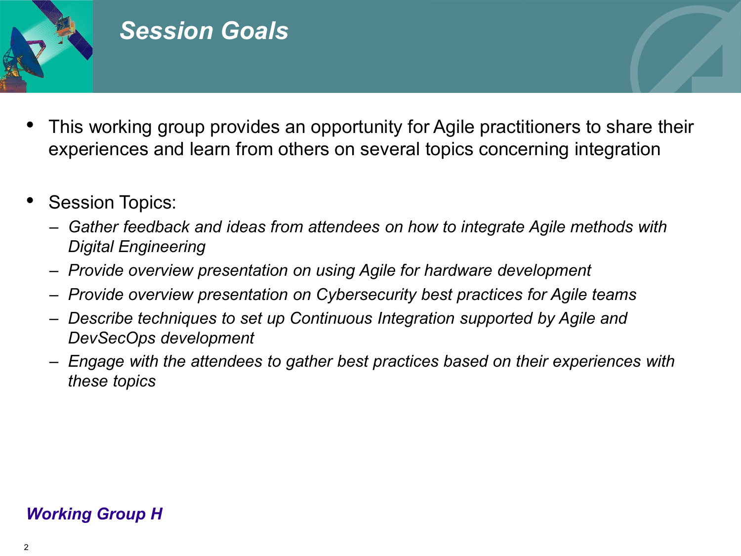# Session Goals

- This working group provides an opportunity for Agile practitioners to share their experiences and learn from others on several topics concerning integration

- Session Topics:
  - *Gather feedback and ideas from attendees on how to integrate Agile methods with Digital Engineering*
  - *Provide overview presentation on using Agile for hardware development*
  - *Provide overview presentation on Cybersecurity best practices for Agile teams*
  - *Describe techniques to set up Continuous Integration supported by Agile and DevSecOps development*
  - *Engage with the attendees to gather best practices based on their experiences with these topics*

***Working Group H***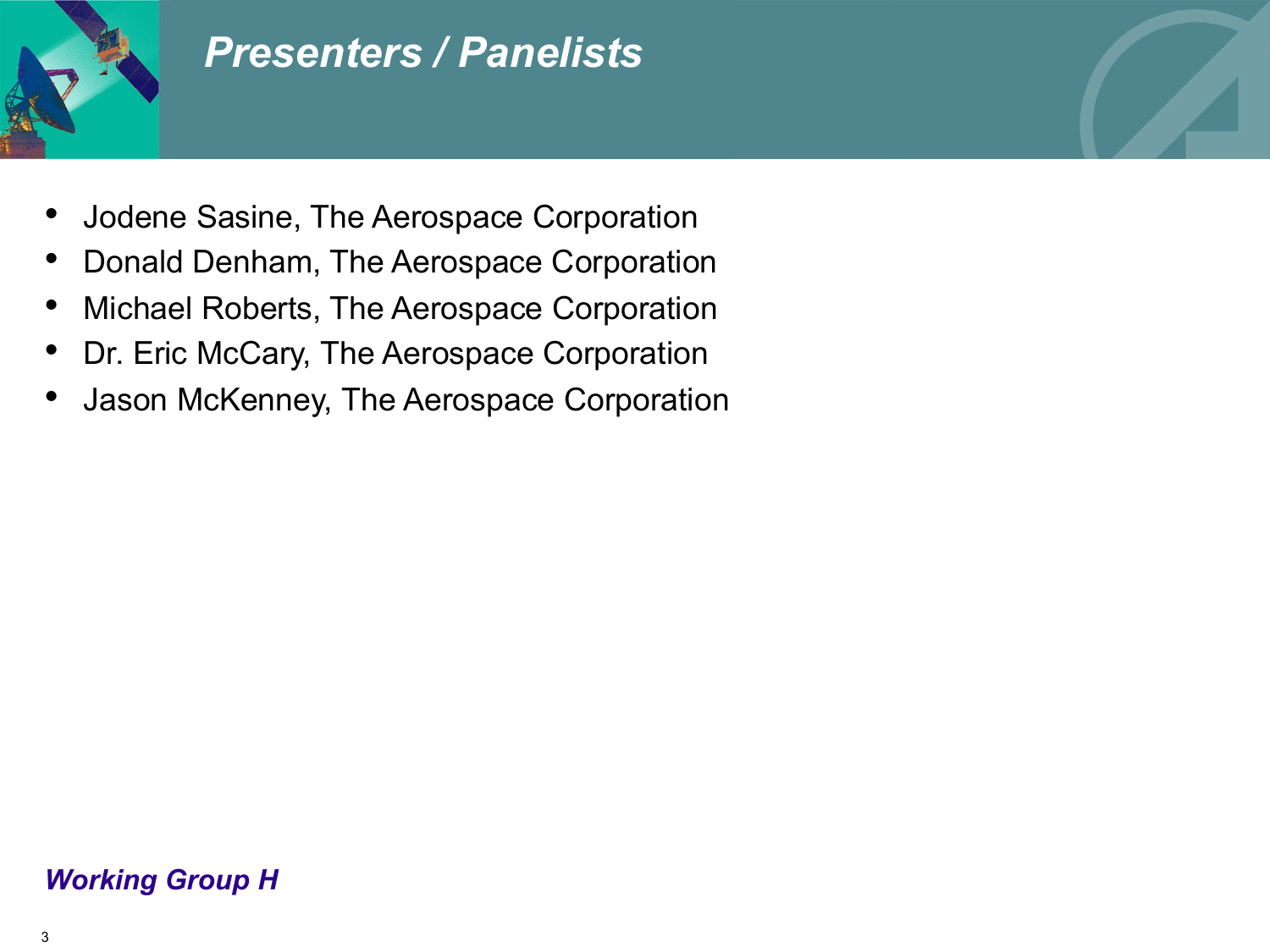# *Presenters / Panelists*

- Jodene Sasine, The Aerospace Corporation
- Donald Denham, The Aerospace Corporation
- Michael Roberts, The Aerospace Corporation
- Dr. Eric McCary, The Aerospace Corporation
- Jason McKenney, The Aerospace Corporation

***Working Group H***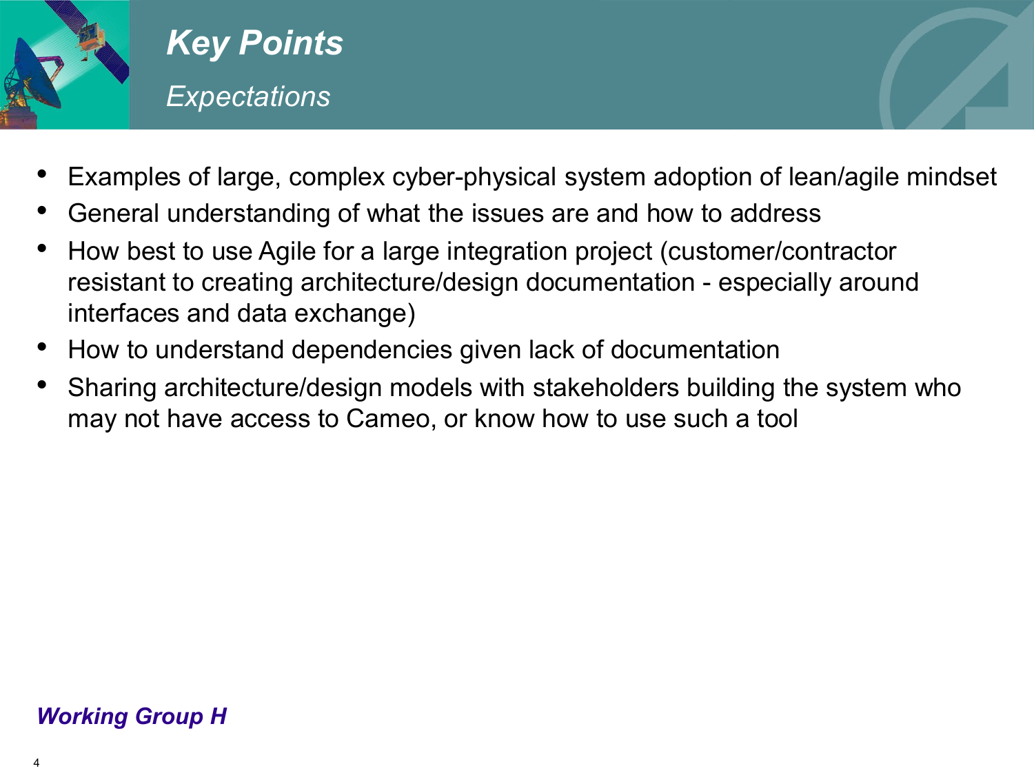# *Key Points*

## *Expectations*

- Examples of large, complex cyber-physical system adoption of lean/agile mindset
- General understanding of what the issues are and how to address
- How best to use Agile for a large integration project (customer/contractor resistant to creating architecture/design documentation - especially around interfaces and data exchange)
- How to understand dependencies given lack of documentation
- Sharing architecture/design models with stakeholders building the system who may not have access to Cameo, or know how to use such a tool

***Working Group H***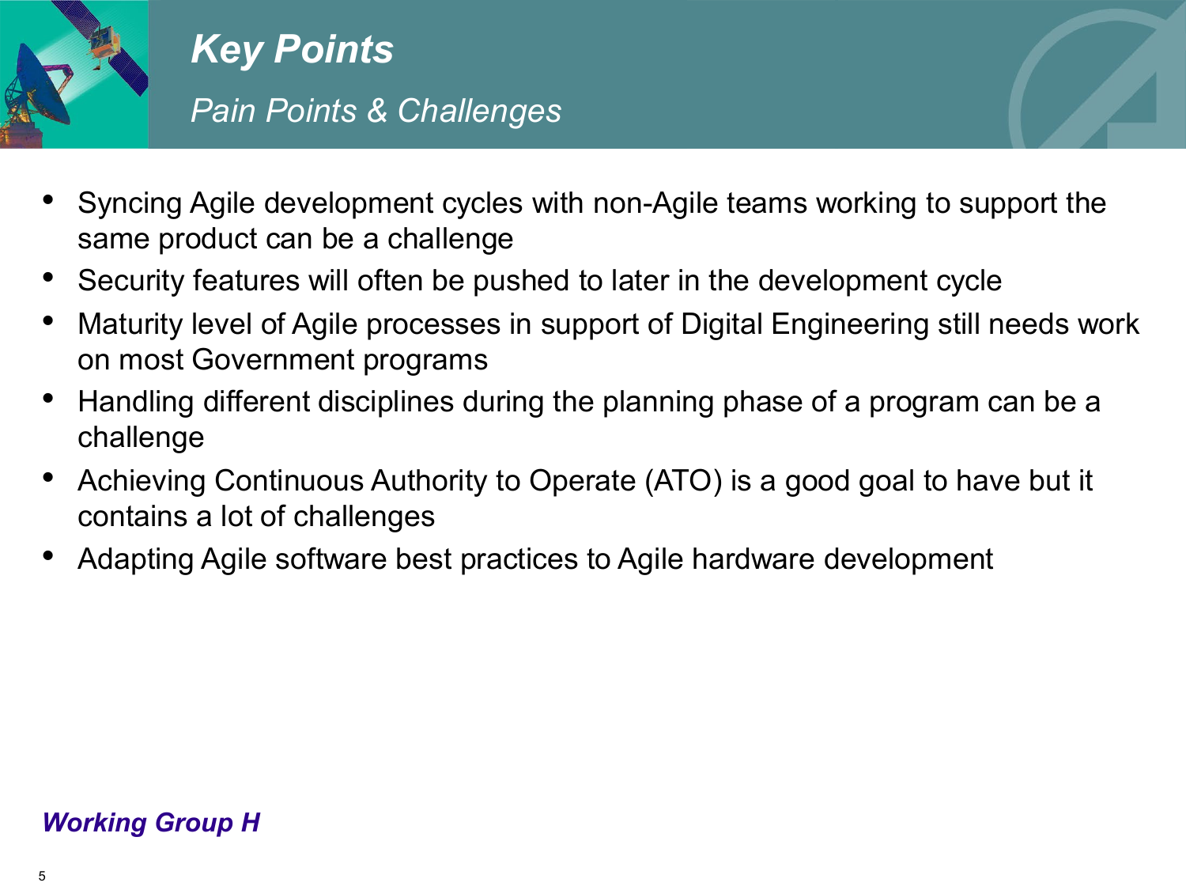# *Key Points*

## *Pain Points & Challenges*

- Syncing Agile development cycles with non-Agile teams working to support the same product can be a challenge
- Security features will often be pushed to later in the development cycle
- Maturity level of Agile processes in support of Digital Engineering still needs work on most Government programs
- Handling different disciplines during the planning phase of a program can be a challenge
- Achieving Continuous Authority to Operate (ATO) is a good goal to have but it contains a lot of challenges
- Adapting Agile software best practices to Agile hardware development

***Working Group H***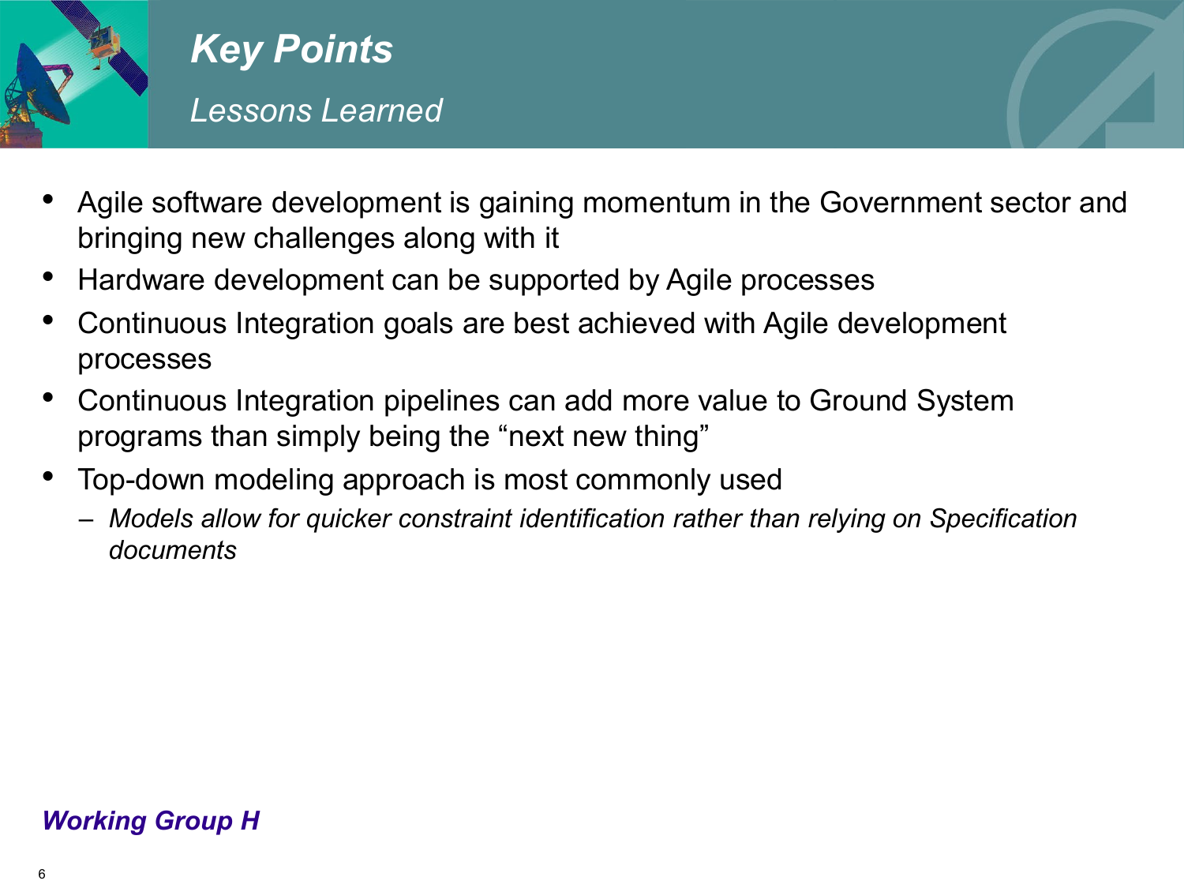# Key Points

## *Lessons Learned*

- Agile software development is gaining momentum in the Government sector and bringing new challenges along with it
- Hardware development can be supported by Agile processes
- Continuous Integration goals are best achieved with Agile development processes
- Continuous Integration pipelines can add more value to Ground System programs than simply being the "next new thing"
- Top-down modeling approach is most commonly used
  - *Models allow for quicker constraint identification rather than relying on Specification documents*

***Working Group H***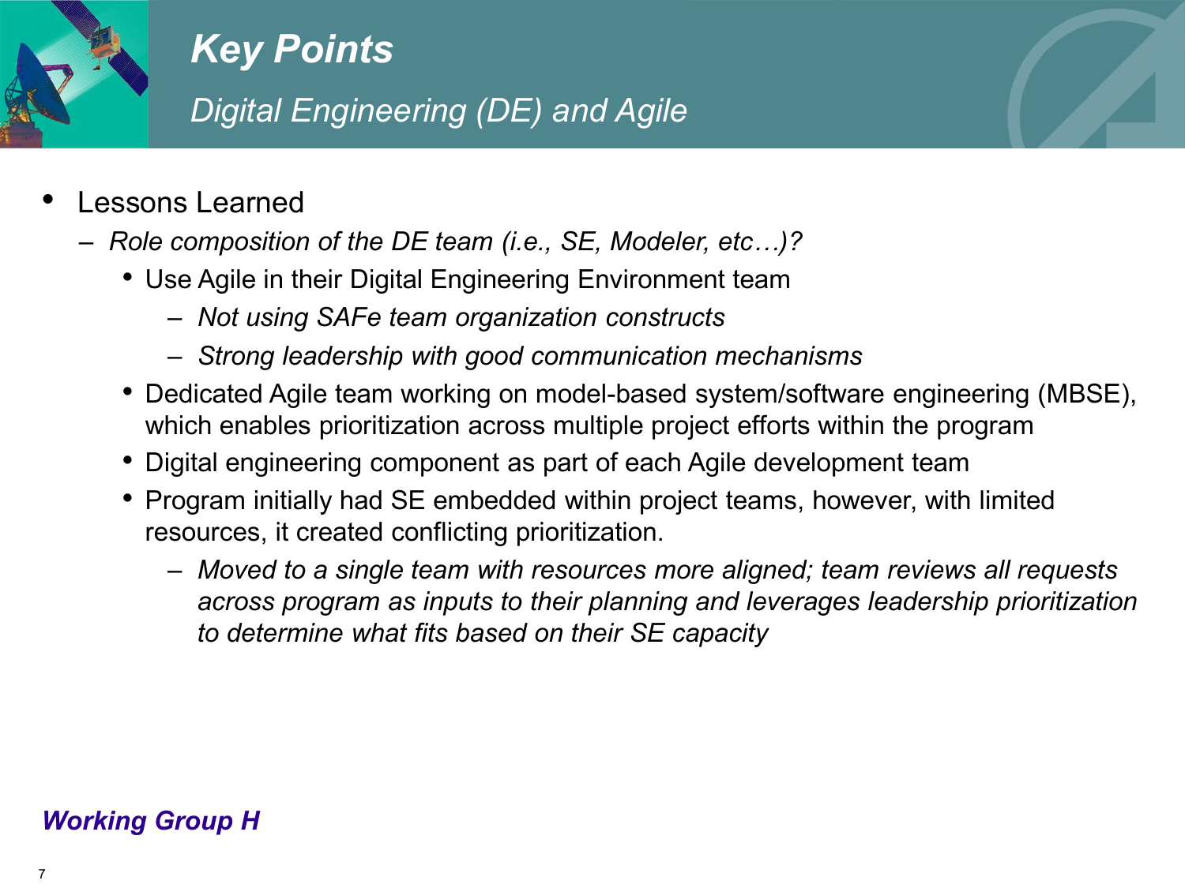# Key Points

## *Digital Engineering (DE) and Agile*

- Lessons Learned
  - *Role composition of the DE team (i.e., SE, Modeler, etc…)?*
    - Use Agile in their Digital Engineering Environment team
      - *Not using SAFe team organization constructs*
      - *Strong leadership with good communication mechanisms*
    - Dedicated Agile team working on model-based system/software engineering (MBSE), which enables prioritization across multiple project efforts within the program
    - Digital engineering component as part of each Agile development team
    - Program initially had SE embedded within project teams, however, with limited resources, it created conflicting prioritization.
      - *Moved to a single team with resources more aligned; team reviews all requests across program as inputs to their planning and leverages leadership prioritization to determine what fits based on their SE capacity*

***Working Group H***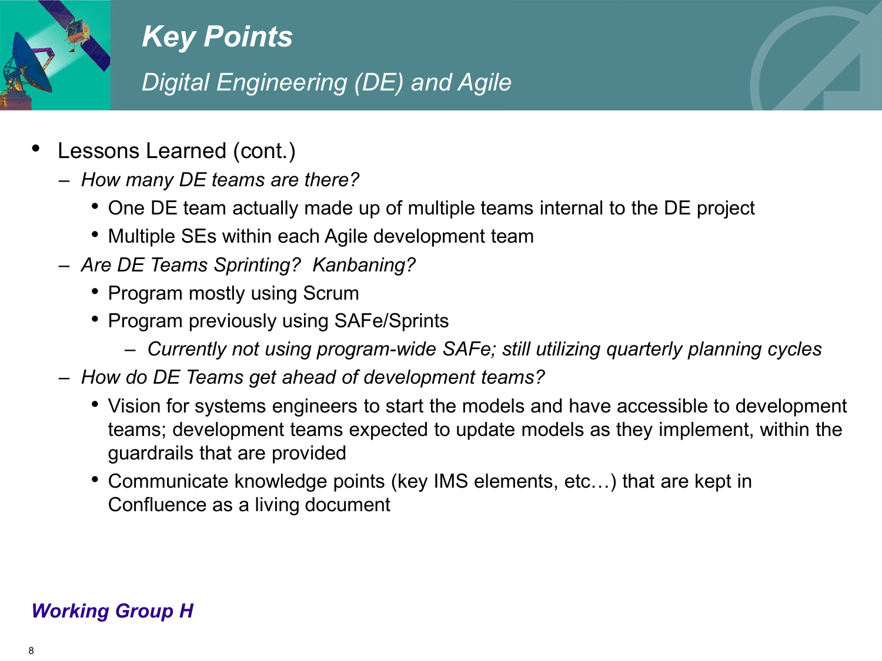# Key Points

## *Digital Engineering (DE) and Agile*

- Lessons Learned (cont.)
  - *How many DE teams are there?*
    - One DE team actually made up of multiple teams internal to the DE project
    - Multiple SEs within each Agile development team
  - *Are DE Teams Sprinting? Kanbaning?*
    - Program mostly using Scrum
    - Program previously using SAFe/Sprints
      - *Currently not using program-wide SAFe; still utilizing quarterly planning cycles*
  - *How do DE Teams get ahead of development teams?*
    - Vision for systems engineers to start the models and have accessible to development teams; development teams expected to update models as they implement, within the guardrails that are provided
    - Communicate knowledge points (key IMS elements, etc…) that are kept in Confluence as a living document

***Working Group H***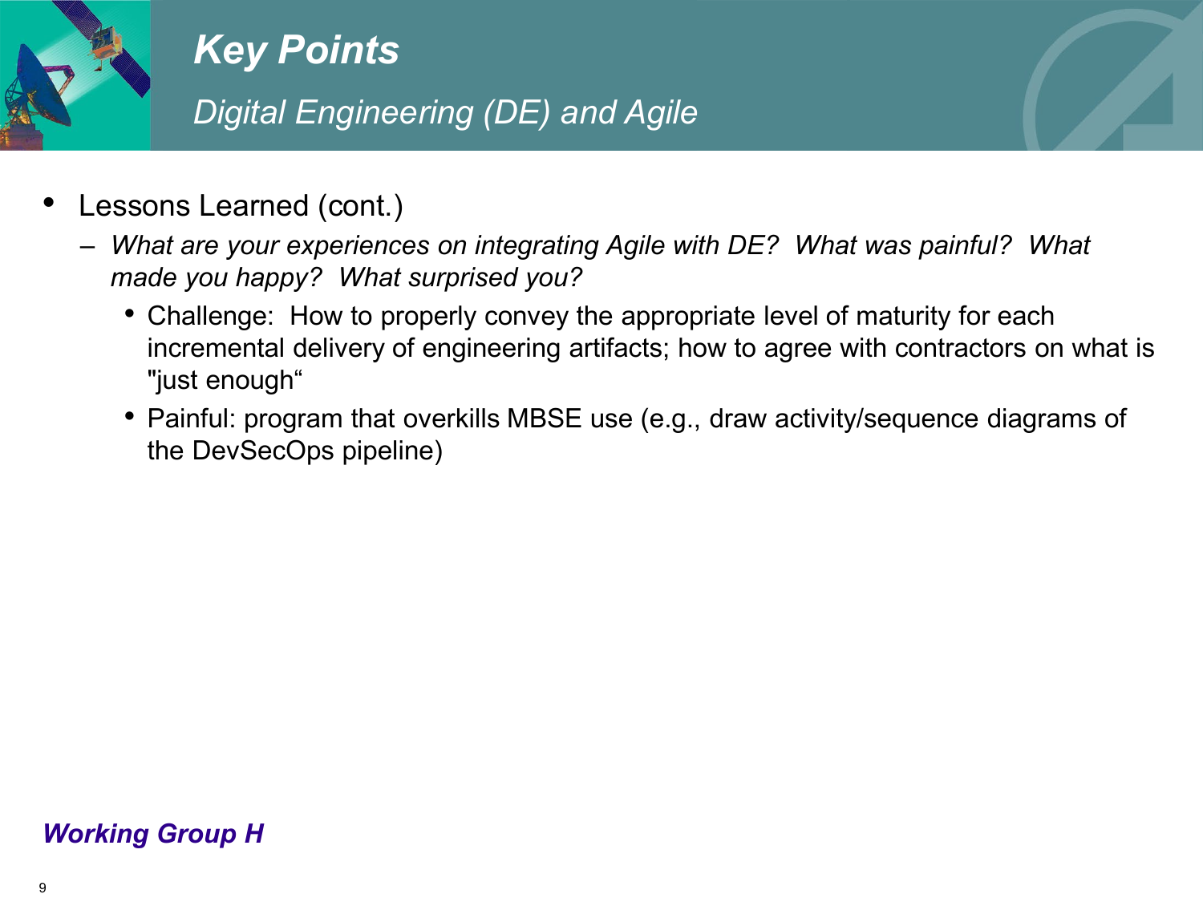# Key Points

## *Digital Engineering (DE) and Agile*

- Lessons Learned (cont.)
  - *What are your experiences on integrating Agile with DE? What was painful? What made you happy? What surprised you?*
    - Challenge: How to properly convey the appropriate level of maturity for each incremental delivery of engineering artifacts; how to agree with contractors on what is "just enough“
    - Painful: program that overkills MBSE use (e.g., draw activity/sequence diagrams of the DevSecOps pipeline)

***Working Group H***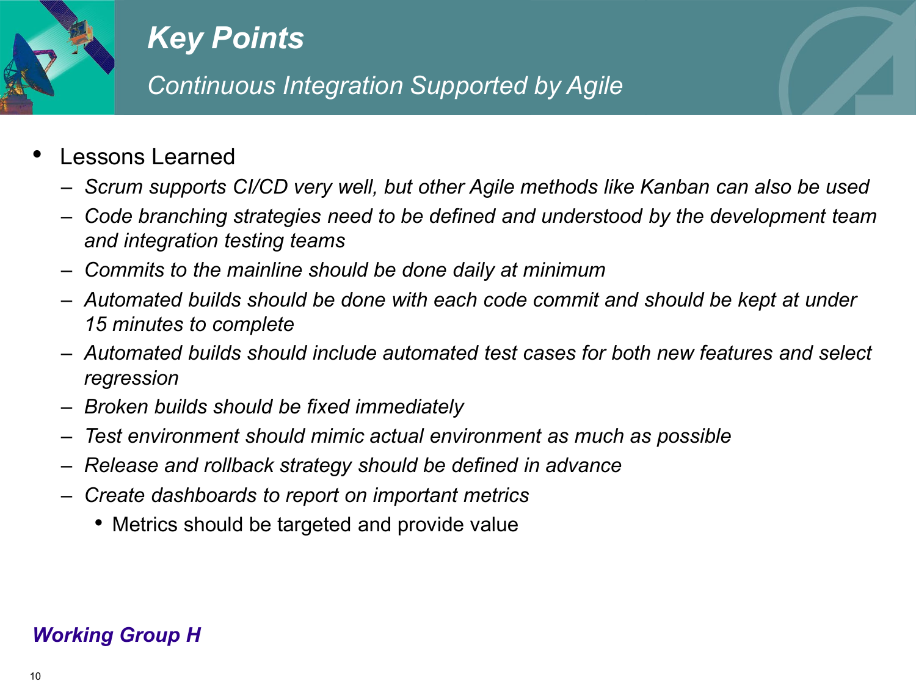# Key Points

## *Continuous Integration Supported by Agile*

- Lessons Learned
  - *Scrum supports CI/CD very well, but other Agile methods like Kanban can also be used*
  - *Code branching strategies need to be defined and understood by the development team and integration testing teams*
  - *Commits to the mainline should be done daily at minimum*
  - *Automated builds should be done with each code commit and should be kept at under 15 minutes to complete*
  - *Automated builds should include automated test cases for both new features and select regression*
  - *Broken builds should be fixed immediately*
  - *Test environment should mimic actual environment as much as possible*
  - *Release and rollback strategy should be defined in advance*
  - *Create dashboards to report on important metrics*
    - Metrics should be targeted and provide value

***Working Group H***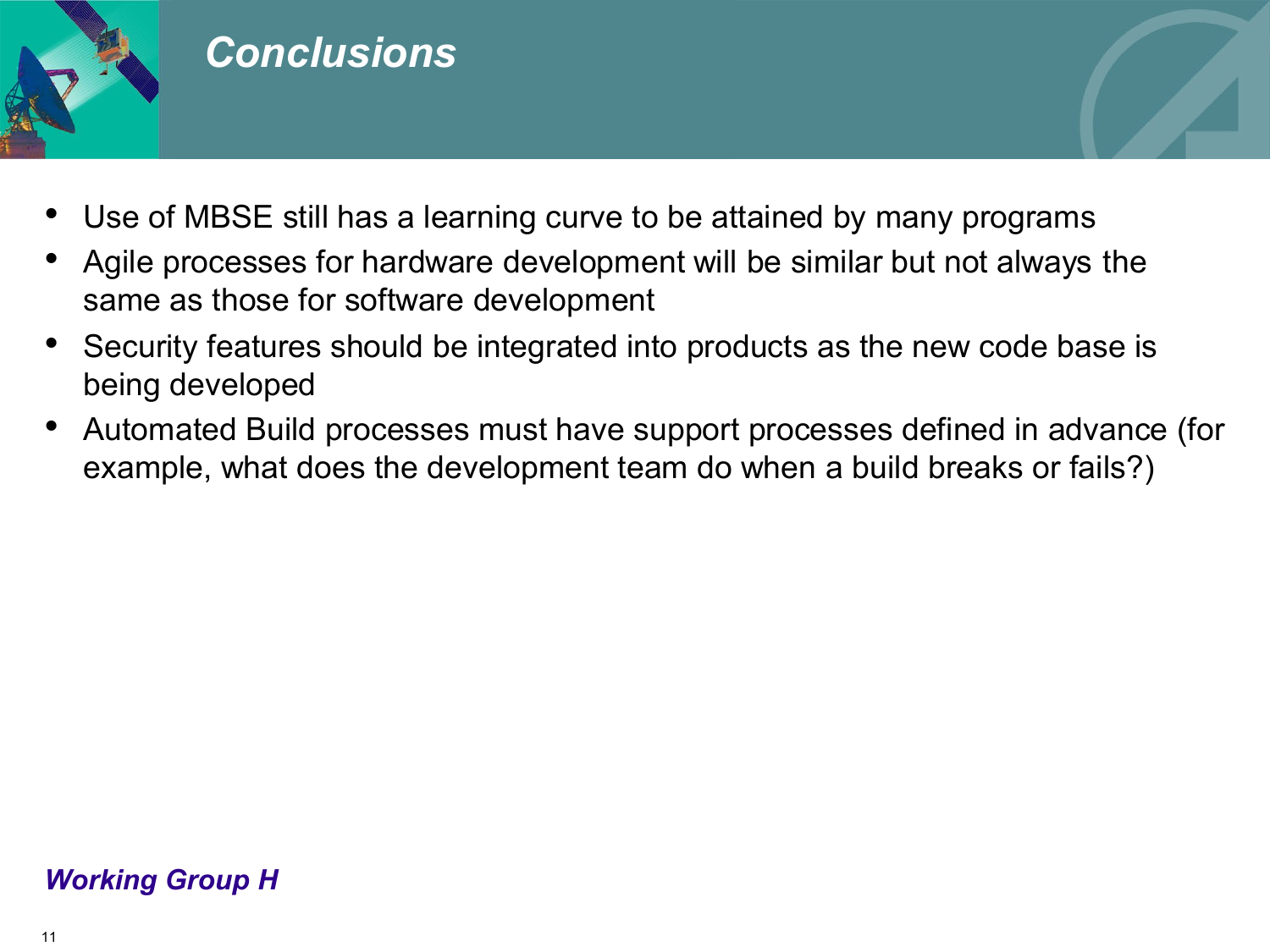# Conclusions

- Use of MBSE still has a learning curve to be attained by many programs
- Agile processes for hardware development will be similar but not always the same as those for software development
- Security features should be integrated into products as the new code base is being developed
- Automated Build processes must have support processes defined in advance (for example, what does the development team do when a build breaks or fails?)

***Working Group H***